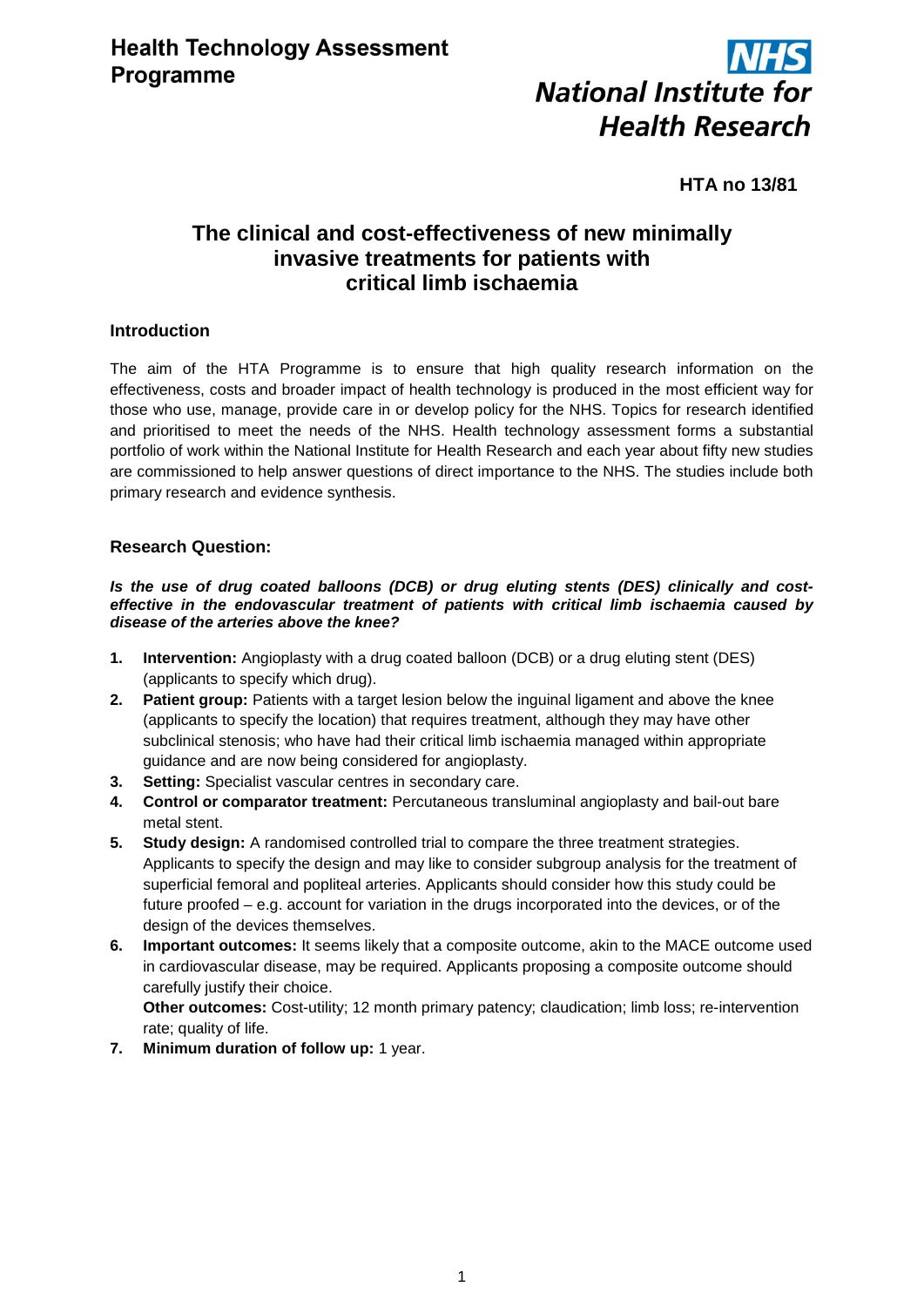# Health Technology Assessment Programme

**NHS National Institute for Health Research**

**HTA no 13/81**

## The clinical and cost-effectiveness of new minimally invasive treatments for patients with critical limb ischaemia

### Introduction

The aim of the HTA Programme is to ensure that high quality research information on the effectiveness, costs and broader impact of health technology is produced in the most efficient way for those who use, manage, provide care in or develop policy for the NHS. Topics for research identified and prioritised to meet the needs of the NHS. Health technology assessment forms a substantial portfolio of work within the National Institute for Health Research and each year about fifty new studies are commissioned to help answer questions of direct importance to the NHS. The studies include both primary research and evidence synthesis.

### Research Question:

***Is the use of drug coated balloons (DCB) or drug eluting stents (DES) clinically and cost-effective in the endovascular treatment of patients with critical limb ischaemia caused by disease of the arteries above the knee?***

1. **Intervention:** Angioplasty with a drug coated balloon (DCB) or a drug eluting stent (DES) (applicants to specify which drug).
2. **Patient group:** Patients with a target lesion below the inguinal ligament and above the knee (applicants to specify the location) that requires treatment, although they may have other subclinical stenosis; who have had their critical limb ischaemia managed within appropriate guidance and are now being considered for angioplasty.
3. **Setting:** Specialist vascular centres in secondary care.
4. **Control or comparator treatment:** Percutaneous transluminal angioplasty and bail-out bare metal stent.
5. **Study design:** A randomised controlled trial to compare the three treatment strategies. Applicants to specify the design and may like to consider subgroup analysis for the treatment of superficial femoral and popliteal arteries. Applicants should consider how this study could be future proofed – e.g. account for variation in the drugs incorporated into the devices, or of the design of the devices themselves.
6. **Important outcomes:** It seems likely that a composite outcome, akin to the MACE outcome used in cardiovascular disease, may be required. Applicants proposing a composite outcome should carefully justify their choice.
   **Other outcomes:** Cost-utility; 12 month primary patency; claudication; limb loss; re-intervention rate; quality of life.
7. **Minimum duration of follow up:** 1 year.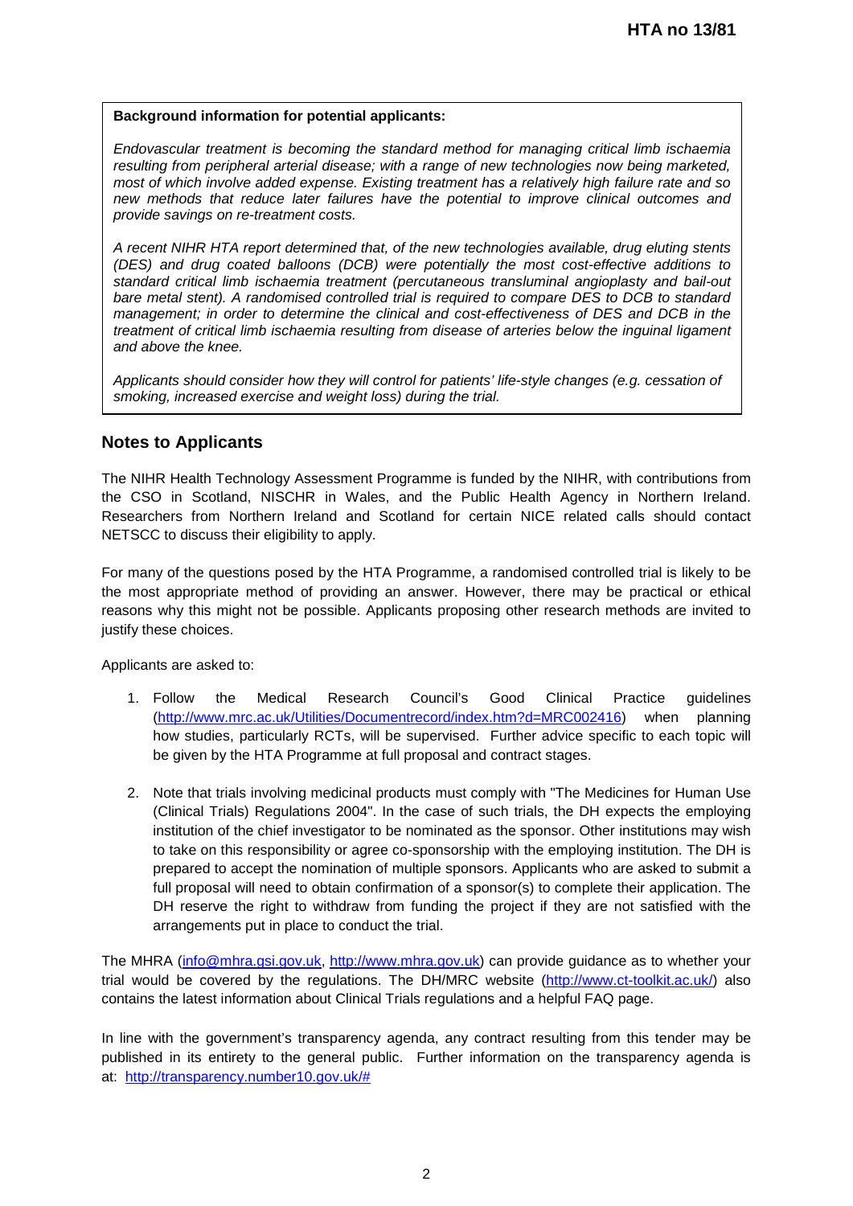**Background information for potential applicants:**

*Endovascular treatment is becoming the standard method for managing critical limb ischaemia resulting from peripheral arterial disease; with a range of new technologies now being marketed, most of which involve added expense. Existing treatment has a relatively high failure rate and so new methods that reduce later failures have the potential to improve clinical outcomes and provide savings on re-treatment costs.*

*A recent NIHR HTA report determined that, of the new technologies available, drug eluting stents (DES) and drug coated balloons (DCB) were potentially the most cost-effective additions to standard critical limb ischaemia treatment (percutaneous transluminal angioplasty and bail-out bare metal stent). A randomised controlled trial is required to compare DES to DCB to standard management; in order to determine the clinical and cost-effectiveness of DES and DCB in the treatment of critical limb ischaemia resulting from disease of arteries below the inguinal ligament and above the knee.*

*Applicants should consider how they will control for patients' life-style changes (e.g. cessation of smoking, increased exercise and weight loss) during the trial.*

## Notes to Applicants

The NIHR Health Technology Assessment Programme is funded by the NIHR, with contributions from the CSO in Scotland, NISCHR in Wales, and the Public Health Agency in Northern Ireland. Researchers from Northern Ireland and Scotland for certain NICE related calls should contact NETSCC to discuss their eligibility to apply.

For many of the questions posed by the HTA Programme, a randomised controlled trial is likely to be the most appropriate method of providing an answer. However, there may be practical or ethical reasons why this might not be possible. Applicants proposing other research methods are invited to justify these choices.

Applicants are asked to:

1. Follow the Medical Research Council's Good Clinical Practice guidelines (http://www.mrc.ac.uk/Utilities/Documentrecord/index.htm?d=MRC002416) when planning how studies, particularly RCTs, will be supervised. Further advice specific to each topic will be given by the HTA Programme at full proposal and contract stages.

2. Note that trials involving medicinal products must comply with "The Medicines for Human Use (Clinical Trials) Regulations 2004". In the case of such trials, the DH expects the employing institution of the chief investigator to be nominated as the sponsor. Other institutions may wish to take on this responsibility or agree co-sponsorship with the employing institution. The DH is prepared to accept the nomination of multiple sponsors. Applicants who are asked to submit a full proposal will need to obtain confirmation of a sponsor(s) to complete their application. The DH reserve the right to withdraw from funding the project if they are not satisfied with the arrangements put in place to conduct the trial.

The MHRA (info@mhra.gsi.gov.uk, http://www.mhra.gov.uk) can provide guidance as to whether your trial would be covered by the regulations. The DH/MRC website (http://www.ct-toolkit.ac.uk/) also contains the latest information about Clinical Trials regulations and a helpful FAQ page.

In line with the government's transparency agenda, any contract resulting from this tender may be published in its entirety to the general public. Further information on the transparency agenda is at: http://transparency.number10.gov.uk/#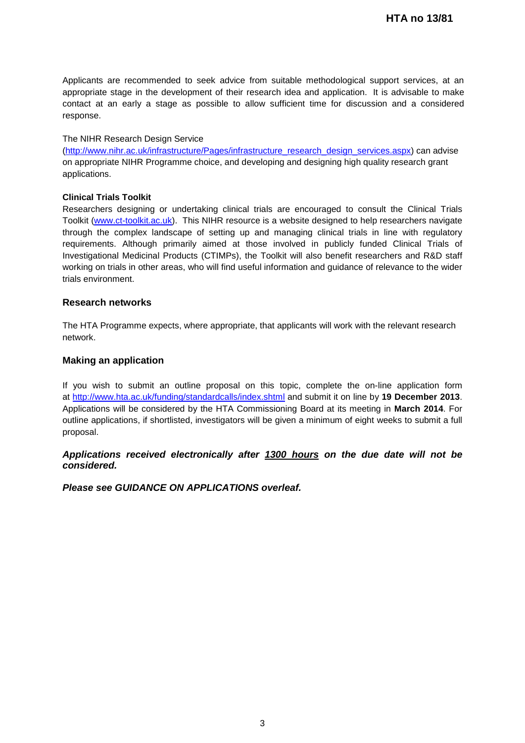Applicants are recommended to seek advice from suitable methodological support services, at an appropriate stage in the development of their research idea and application. It is advisable to make contact at an early a stage as possible to allow sufficient time for discussion and a considered response.

The NIHR Research Design Service (http://www.nihr.ac.uk/infrastructure/Pages/infrastructure_research_design_services.aspx) can advise on appropriate NIHR Programme choice, and developing and designing high quality research grant applications.

**Clinical Trials Toolkit**
Researchers designing or undertaking clinical trials are encouraged to consult the Clinical Trials Toolkit (www.ct-toolkit.ac.uk). This NIHR resource is a website designed to help researchers navigate through the complex landscape of setting up and managing clinical trials in line with regulatory requirements. Although primarily aimed at those involved in publicly funded Clinical Trials of Investigational Medicinal Products (CTIMPs), the Toolkit will also benefit researchers and R&D staff working on trials in other areas, who will find useful information and guidance of relevance to the wider trials environment.

### Research networks

The HTA Programme expects, where appropriate, that applicants will work with the relevant research network.

### Making an application

If you wish to submit an outline proposal on this topic, complete the on-line application form at http://www.hta.ac.uk/funding/standardcalls/index.shtml and submit it on line by **19 December 2013**. Applications will be considered by the HTA Commissioning Board at its meeting in **March 2014**. For outline applications, if shortlisted, investigators will be given a minimum of eight weeks to submit a full proposal.

***Applications received electronically after 1300 hours on the due date will not be considered.***

***Please see GUIDANCE ON APPLICATIONS overleaf.***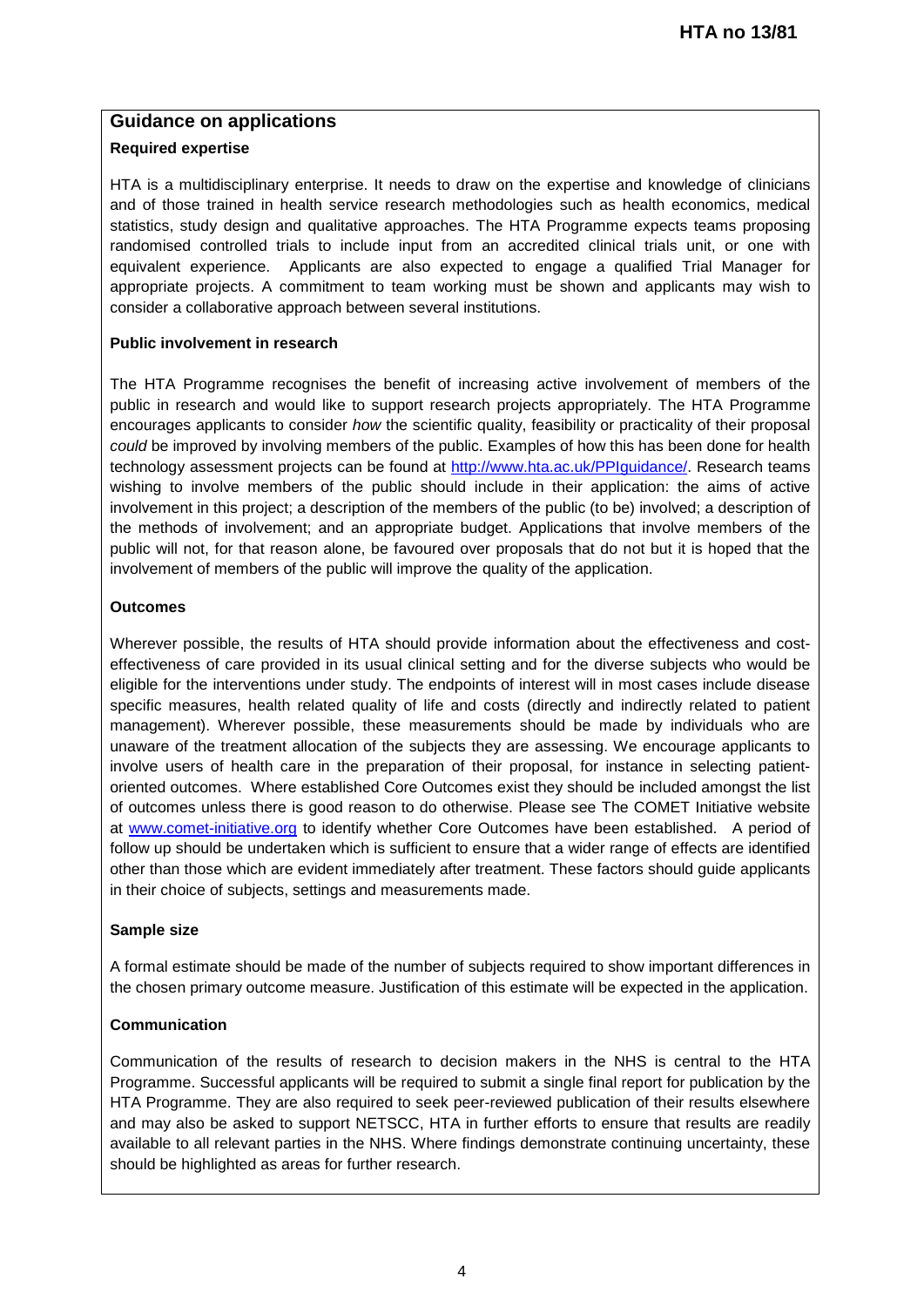## Guidance on applications

### Required expertise

HTA is a multidisciplinary enterprise. It needs to draw on the expertise and knowledge of clinicians and of those trained in health service research methodologies such as health economics, medical statistics, study design and qualitative approaches. The HTA Programme expects teams proposing randomised controlled trials to include input from an accredited clinical trials unit, or one with equivalent experience. Applicants are also expected to engage a qualified Trial Manager for appropriate projects. A commitment to team working must be shown and applicants may wish to consider a collaborative approach between several institutions.

### Public involvement in research

The HTA Programme recognises the benefit of increasing active involvement of members of the public in research and would like to support research projects appropriately. The HTA Programme encourages applicants to consider *how* the scientific quality, feasibility or practicality of their proposal *could* be improved by involving members of the public. Examples of how this has been done for health technology assessment projects can be found at [http://www.hta.ac.uk/PPIguidance/](http://www.hta.ac.uk/PPIguidance/). Research teams wishing to involve members of the public should include in their application: the aims of active involvement in this project; a description of the members of the public (to be) involved; a description of the methods of involvement; and an appropriate budget. Applications that involve members of the public will not, for that reason alone, be favoured over proposals that do not but it is hoped that the involvement of members of the public will improve the quality of the application.

### Outcomes

Wherever possible, the results of HTA should provide information about the effectiveness and cost-effectiveness of care provided in its usual clinical setting and for the diverse subjects who would be eligible for the interventions under study. The endpoints of interest will in most cases include disease specific measures, health related quality of life and costs (directly and indirectly related to patient management). Wherever possible, these measurements should be made by individuals who are unaware of the treatment allocation of the subjects they are assessing. We encourage applicants to involve users of health care in the preparation of their proposal, for instance in selecting patient-oriented outcomes. Where established Core Outcomes exist they should be included amongst the list of outcomes unless there is good reason to do otherwise. Please see The COMET Initiative website at [www.comet-initiative.org](www.comet-initiative.org) to identify whether Core Outcomes have been established. A period of follow up should be undertaken which is sufficient to ensure that a wider range of effects are identified other than those which are evident immediately after treatment. These factors should guide applicants in their choice of subjects, settings and measurements made.

### Sample size

A formal estimate should be made of the number of subjects required to show important differences in the chosen primary outcome measure. Justification of this estimate will be expected in the application.

### Communication

Communication of the results of research to decision makers in the NHS is central to the HTA Programme. Successful applicants will be required to submit a single final report for publication by the HTA Programme. They are also required to seek peer-reviewed publication of their results elsewhere and may also be asked to support NETSCC, HTA in further efforts to ensure that results are readily available to all relevant parties in the NHS. Where findings demonstrate continuing uncertainty, these should be highlighted as areas for further research.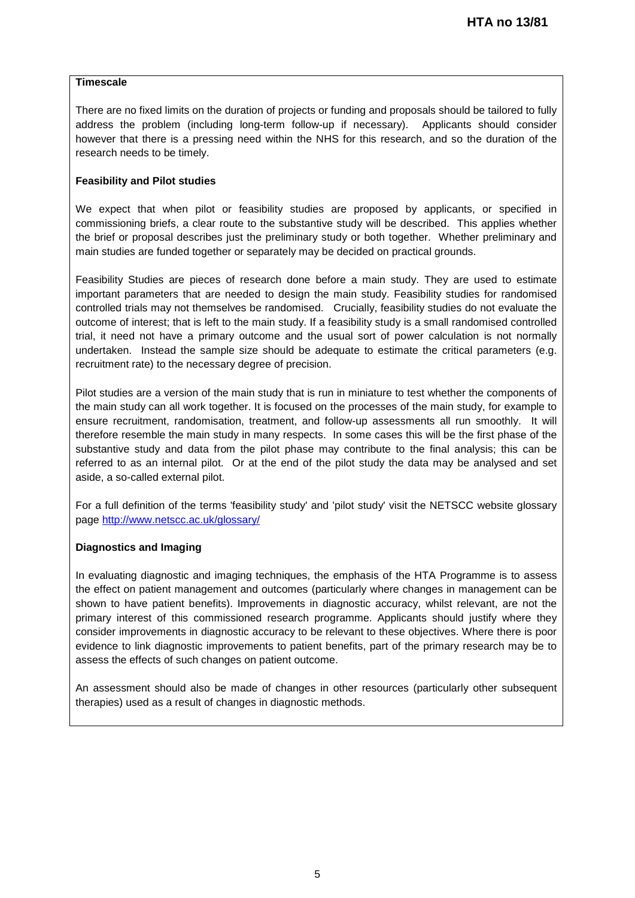**Timescale**

There are no fixed limits on the duration of projects or funding and proposals should be tailored to fully address the problem (including long-term follow-up if necessary). Applicants should consider however that there is a pressing need within the NHS for this research, and so the duration of the research needs to be timely.

**Feasibility and Pilot studies**

We expect that when pilot or feasibility studies are proposed by applicants, or specified in commissioning briefs, a clear route to the substantive study will be described. This applies whether the brief or proposal describes just the preliminary study or both together. Whether preliminary and main studies are funded together or separately may be decided on practical grounds.

Feasibility Studies are pieces of research done before a main study. They are used to estimate important parameters that are needed to design the main study. Feasibility studies for randomised controlled trials may not themselves be randomised. Crucially, feasibility studies do not evaluate the outcome of interest; that is left to the main study. If a feasibility study is a small randomised controlled trial, it need not have a primary outcome and the usual sort of power calculation is not normally undertaken. Instead the sample size should be adequate to estimate the critical parameters (e.g. recruitment rate) to the necessary degree of precision.

Pilot studies are a version of the main study that is run in miniature to test whether the components of the main study can all work together. It is focused on the processes of the main study, for example to ensure recruitment, randomisation, treatment, and follow-up assessments all run smoothly. It will therefore resemble the main study in many respects. In some cases this will be the first phase of the substantive study and data from the pilot phase may contribute to the final analysis; this can be referred to as an internal pilot. Or at the end of the pilot study the data may be analysed and set aside, a so-called external pilot.

For a full definition of the terms 'feasibility study' and 'pilot study' visit the NETSCC website glossary page http://www.netscc.ac.uk/glossary/

**Diagnostics and Imaging**

In evaluating diagnostic and imaging techniques, the emphasis of the HTA Programme is to assess the effect on patient management and outcomes (particularly where changes in management can be shown to have patient benefits). Improvements in diagnostic accuracy, whilst relevant, are not the primary interest of this commissioned research programme. Applicants should justify where they consider improvements in diagnostic accuracy to be relevant to these objectives. Where there is poor evidence to link diagnostic improvements to patient benefits, part of the primary research may be to assess the effects of such changes on patient outcome.

An assessment should also be made of changes in other resources (particularly other subsequent therapies) used as a result of changes in diagnostic methods.